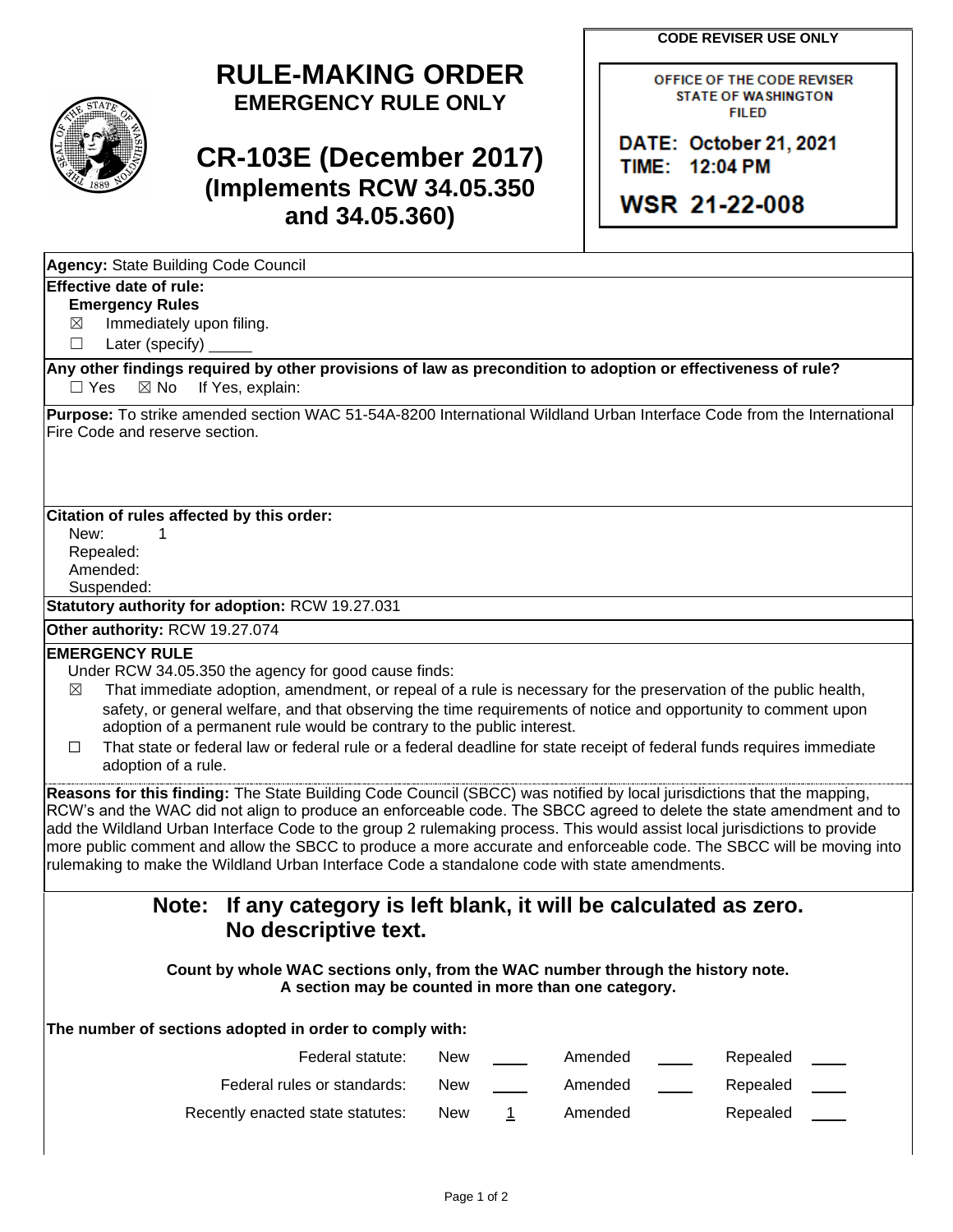# RULE-MAKING ORDER
## EMERGENCY RULE ONLY

# CR-103E (December 2017)
## (Implements RCW 34.05.350 and 34.05.360)

**CODE REVISER USE ONLY**

OFFICE OF THE CODE REVISER
STATE OF WASHINGTON
FILED

DATE: October 21, 2021
TIME: 12:04 PM

WSR 21-22-008

**Agency:** State Building Code Council

**Effective date of rule:**
**Emergency Rules**
☒ Immediately upon filing.
☐ Later (specify) _____

**Any other findings required by other provisions of law as precondition to adoption or effectiveness of rule?**
☐ Yes ☒ No If Yes, explain:

**Purpose:** To strike amended section WAC 51-54A-8200 International Wildland Urban Interface Code from the International Fire Code and reserve section.

**Citation of rules affected by this order:**
New: 1
Repealed:
Amended:
Suspended:

**Statutory authority for adoption:** RCW 19.27.031

**Other authority:** RCW 19.27.074

**EMERGENCY RULE**
Under RCW 34.05.350 the agency for good cause finds:
☒ That immediate adoption, amendment, or repeal of a rule is necessary for the preservation of the public health, safety, or general welfare, and that observing the time requirements of notice and opportunity to comment upon adoption of a permanent rule would be contrary to the public interest.
☐ That state or federal law or federal rule or a federal deadline for state receipt of federal funds requires immediate adoption of a rule.

**Reasons for this finding:** The State Building Code Council (SBCC) was notified by local jurisdictions that the mapping, RCW's and the WAC did not align to produce an enforceable code. The SBCC agreed to delete the state amendment and to add the Wildland Urban Interface Code to the group 2 rulemaking process. This would assist local jurisdictions to provide more public comment and allow the SBCC to produce a more accurate and enforceable code. The SBCC will be moving into rulemaking to make the Wildland Urban Interface Code a standalone code with state amendments.

## Note: If any category is left blank, it will be calculated as zero. No descriptive text.

**Count by whole WAC sections only, from the WAC number through the history note. A section may be counted in more than one category.**

**The number of sections adopted in order to comply with:**

| | | | | | | |
|---|---|---|---|---|---|---|
| Federal statute: | New | ___ | Amended | ___ | Repealed | ___ |
| Federal rules or standards: | New | ___ | Amended | ___ | Repealed | ___ |
| Recently enacted state statutes: | New | 1 | Amended | | Repealed | ___ |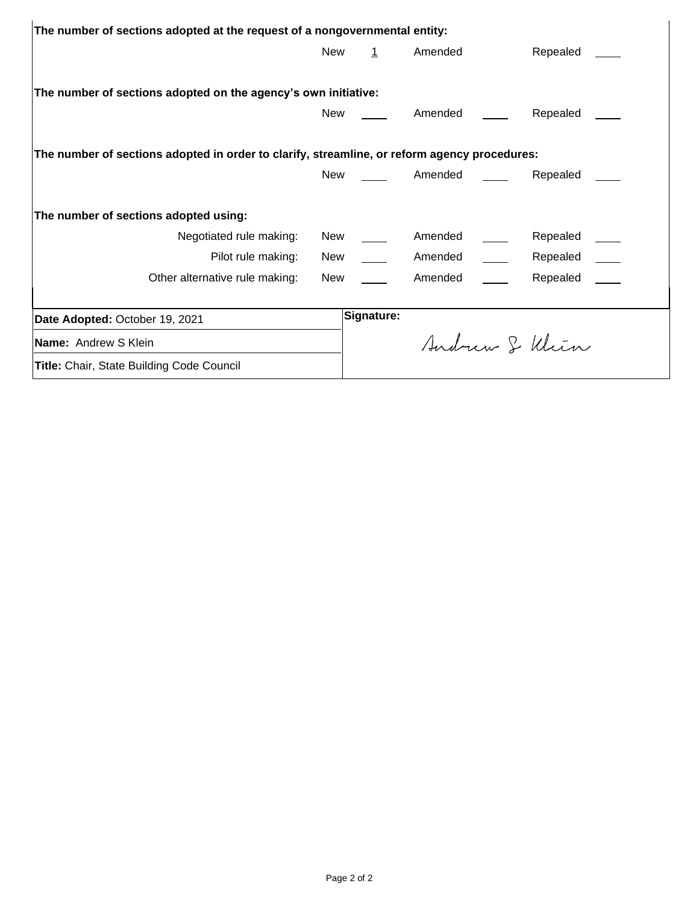**The number of sections adopted at the request of a nongovernmental entity:**

| | New | | Amended | | Repealed | |
|---|---|---|---|---|---|---|
| | New | 1 | Amended | | Repealed | |

**The number of sections adopted on the agency's own initiative:**

| | New | | Amended | | Repealed | |
|---|---|---|---|---|---|---|
| | New | | Amended | | Repealed | |

**The number of sections adopted in order to clarify, streamline, or reform agency procedures:**

| | New | | Amended | | Repealed | |
|---|---|---|---|---|---|---|
| | New | | Amended | | Repealed | |

**The number of sections adopted using:**

| | New | | Amended | | Repealed | |
|---|---|---|---|---|---|---|
| Negotiated rule making: | New | | Amended | | Repealed | |
| Pilot rule making: | New | | Amended | | Repealed | |
| Other alternative rule making: | New | | Amended | | Repealed | |

| | |
|---|---|
| **Date Adopted:** October 19, 2021 | **Signature:** |
| **Name:** Andrew S Klein | Andrew S Klein |
| **Title:** Chair, State Building Code Council | |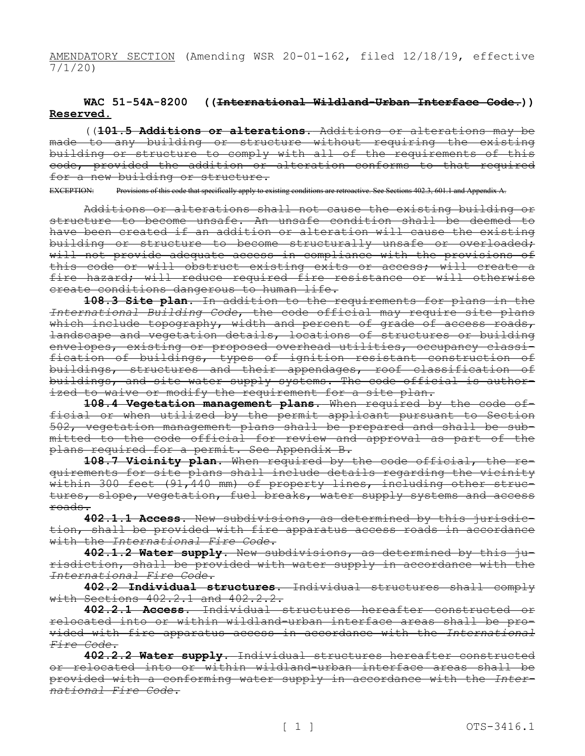AMENDATORY SECTION (Amending WSR 20-01-162, filed 12/18/19, effective 7/1/20)

**WAC 51-54A-8200 ((~~International Wildland-Urban Interface Code.~~)) Reserved.**

((~~**101.5 Additions or alterations.** Additions or alterations may be made to any building or structure without requiring the existing building or structure to comply with all of the requirements of this code, provided the addition or alteration conforms to that required for a new building or structure.~~

~~EXCEPTION: Provisions of this code that specifically apply to existing conditions are retroactive. See Sections 402.3, 601.1 and Appendix A.~~

~~Additions or alterations shall not cause the existing building or structure to become unsafe. An unsafe condition shall be deemed to have been created if an addition or alteration will cause the existing building or structure to become structurally unsafe or overloaded; will not provide adequate access in compliance with the provisions of this code or will obstruct existing exits or access; will create a fire hazard; will reduce required fire resistance or will otherwise create conditions dangerous to human life.~~

~~**108.3 Site plan.** In addition to the requirements for plans in the *International Building Code*, the code official may require site plans which include topography, width and percent of grade of access roads, landscape and vegetation details, locations of structures or building envelopes, existing or proposed overhead utilities, occupancy classification of buildings, types of ignition resistant construction of buildings, structures and their appendages, roof classification of buildings, and site water supply systems. The code official is authorized to waive or modify the requirement for a site plan.~~

~~**108.4 Vegetation management plans.** When required by the code official or when utilized by the permit applicant pursuant to Section 502, vegetation management plans shall be prepared and shall be submitted to the code official for review and approval as part of the plans required for a permit. See Appendix B.~~

~~**108.7 Vicinity plan.** When required by the code official, the requirements for site plans shall include details regarding the vicinity within 300 feet (91,440 mm) of property lines, including other structures, slope, vegetation, fuel breaks, water supply systems and access roads.~~

~~**402.1.1 Access.** New subdivisions, as determined by this jurisdiction, shall be provided with fire apparatus access roads in accordance with the *International Fire Code*.~~

~~**402.1.2 Water supply.** New subdivisions, as determined by this jurisdiction, shall be provided with water supply in accordance with the *International Fire Code*.~~

~~**402.2 Individual structures.** Individual structures shall comply with Sections 402.2.1 and 402.2.2.~~

~~**402.2.1 Access.** Individual structures hereafter constructed or relocated into or within wildland-urban interface areas shall be provided with fire apparatus access in accordance with the *International Fire Code*.~~

~~**402.2.2 Water supply.** Individual structures hereafter constructed or relocated into or within wildland-urban interface areas shall be provided with a conforming water supply in accordance with the *International Fire Code*.~~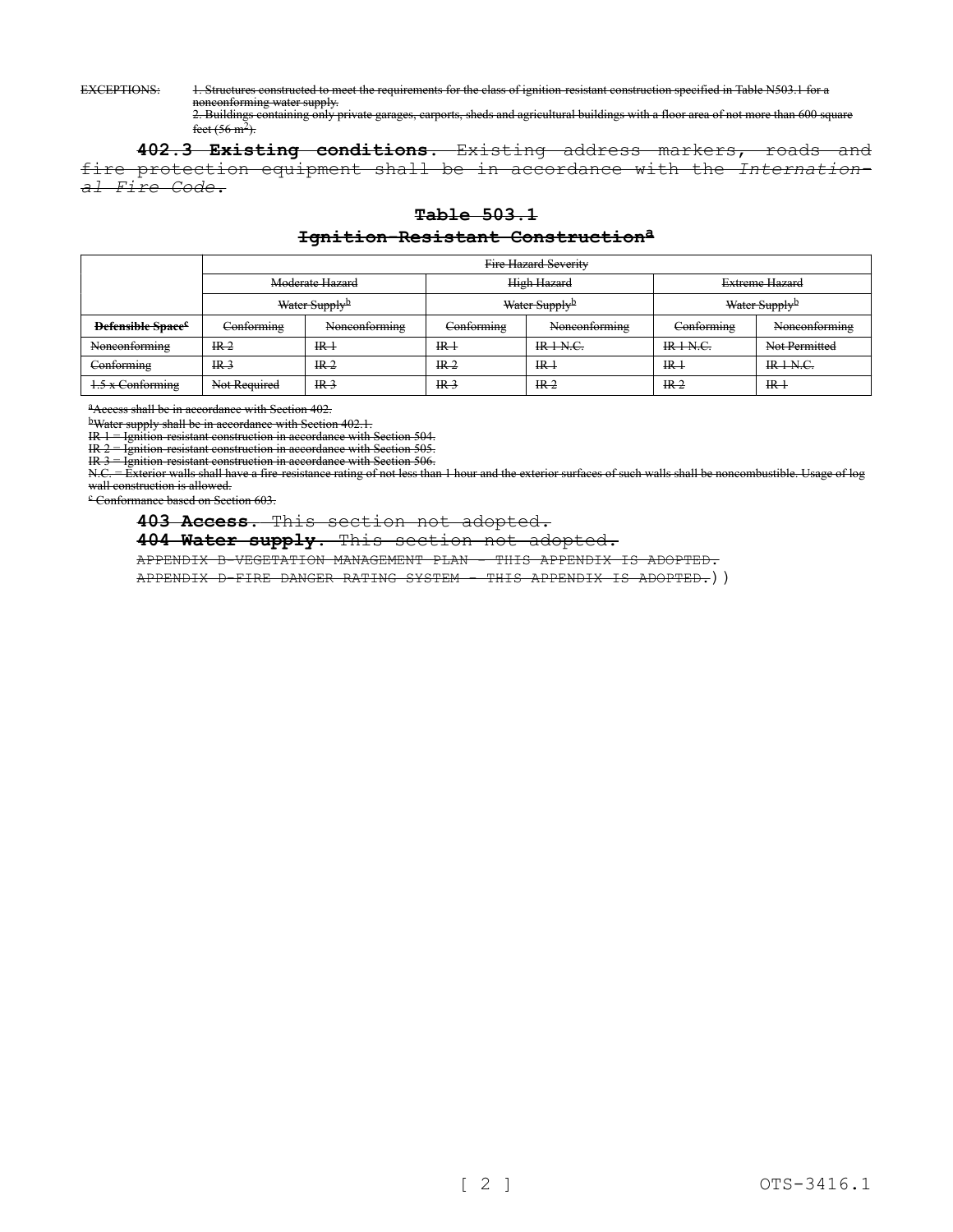EXCEPTIONS: 1. Structures constructed to meet the requirements for the class of ignition-resistant construction specified in Table N503.1 for a nonconforming water supply.
2. Buildings containing only private garages, carports, sheds and agricultural buildings with a floor area of not more than 600 square feet (56 m[2]).

**402.3 Existing conditions.** Existing address markers, roads and fire protection equipment shall be in accordance with the *International Fire Code*.

**Table 503.1**

**Ignition-Resistant Construction[a]**

| | Fire Hazard Severity | | | | | |
|---|---|---|---|---|---|---|
| | Moderate Hazard | | High Hazard | | Extreme Hazard | |
| | Water Supply[b] | | Water Supply[b] | | Water Supply[b] | |
| **Defensible Space[c]** | Conforming | Nonconforming | Conforming | Nonconforming | Conforming | Nonconforming |
| Nonconforming | IR 2 | IR 1 | IR 1 | IR 1 N.C. | IR 1 N.C. | Not Permitted |
| Conforming | IR 3 | IR 2 | IR 2 | IR 1 | IR 1 | IR 1 N.C. |
| 1.5 x Conforming | Not Required | IR 3 | IR 3 | IR 2 | IR 2 | IR 1 |

[a]Access shall be in accordance with Section 402.
[b]Water supply shall be in accordance with Section 402.1.
IR 1 = Ignition-resistant construction in accordance with Section 504.
IR 2 = Ignition-resistant construction in accordance with Section 505.
IR 3 = Ignition-resistant construction in accordance with Section 506.
N.C. = Exterior walls shall have a fire-resistance rating of not less than 1 hour and the exterior surfaces of such walls shall be noncombustible. Usage of log wall construction is allowed.
[c] Conformance based on Section 603.

**403 Access.** This section not adopted.

**404 Water supply.** This section not adopted.

APPENDIX B-VEGETATION MANAGEMENT PLAN - THIS APPENDIX IS ADOPTED.

APPENDIX D-FIRE DANGER RATING SYSTEM - THIS APPENDIX IS ADOPTED.))